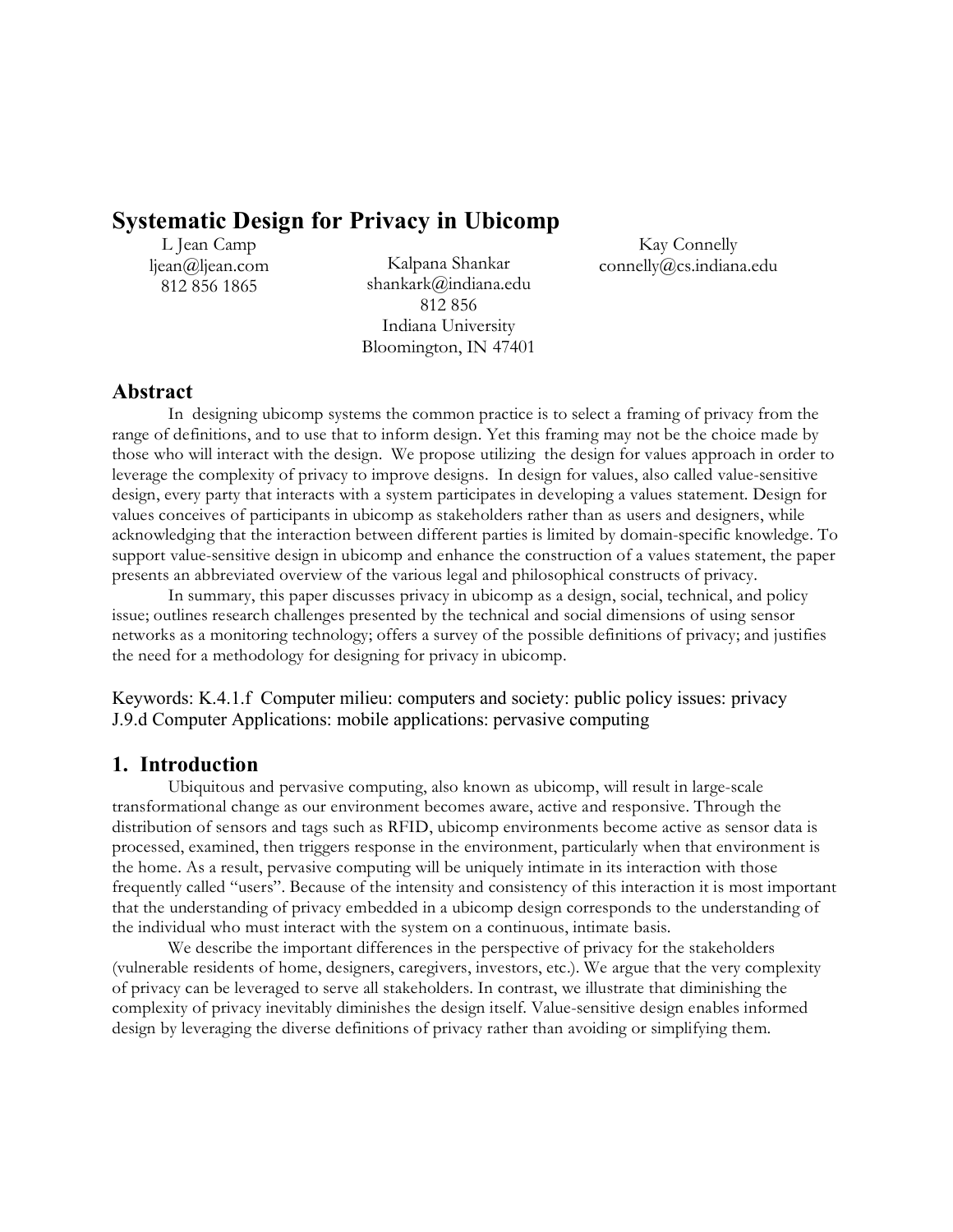# Systematic Design for Privacy in Ubicomp

L Jean Camp
ljean@ljean.com
812 856 1865

Kalpana Shankar
shankark@indiana.edu
812 856
Indiana University
Bloomington, IN 47401

Kay Connelly
connelly@cs.indiana.edu

## Abstract

In designing ubicomp systems the common practice is to select a framing of privacy from the range of definitions, and to use that to inform design. Yet this framing may not be the choice made by those who will interact with the design. We propose utilizing the design for values approach in order to leverage the complexity of privacy to improve designs. In design for values, also called value-sensitive design, every party that interacts with a system participates in developing a values statement. Design for values conceives of participants in ubicomp as stakeholders rather than as users and designers, while acknowledging that the interaction between different parties is limited by domain-specific knowledge. To support value-sensitive design in ubicomp and enhance the construction of a values statement, the paper presents an abbreviated overview of the various legal and philosophical constructs of privacy.

In summary, this paper discusses privacy in ubicomp as a design, social, technical, and policy issue; outlines research challenges presented by the technical and social dimensions of using sensor networks as a monitoring technology; offers a survey of the possible definitions of privacy; and justifies the need for a methodology for designing for privacy in ubicomp.

Keywords: K.4.1.f Computer milieu: computers and society: public policy issues: privacy
J.9.d Computer Applications: mobile applications: pervasive computing

## 1. Introduction

Ubiquitous and pervasive computing, also known as ubicomp, will result in large-scale transformational change as our environment becomes aware, active and responsive. Through the distribution of sensors and tags such as RFID, ubicomp environments become active as sensor data is processed, examined, then triggers response in the environment, particularly when that environment is the home. As a result, pervasive computing will be uniquely intimate in its interaction with those frequently called "users". Because of the intensity and consistency of this interaction it is most important that the understanding of privacy embedded in a ubicomp design corresponds to the understanding of the individual who must interact with the system on a continuous, intimate basis.

We describe the important differences in the perspective of privacy for the stakeholders (vulnerable residents of home, designers, caregivers, investors, etc.). We argue that the very complexity of privacy can be leveraged to serve all stakeholders. In contrast, we illustrate that diminishing the complexity of privacy inevitably diminishes the design itself. Value-sensitive design enables informed design by leveraging the diverse definitions of privacy rather than avoiding or simplifying them.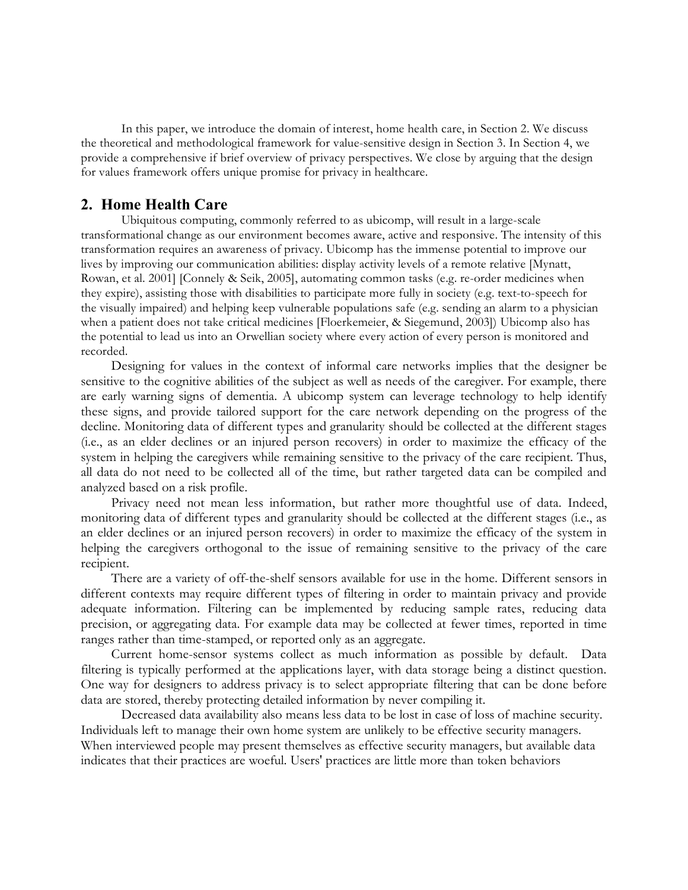In this paper, we introduce the domain of interest, home health care, in Section 2. We discuss the theoretical and methodological framework for value-sensitive design in Section 3. In Section 4, we provide a comprehensive if brief overview of privacy perspectives. We close by arguing that the design for values framework offers unique promise for privacy in healthcare.

## 2. Home Health Care

Ubiquitous computing, commonly referred to as ubicomp, will result in a large-scale transformational change as our environment becomes aware, active and responsive. The intensity of this transformation requires an awareness of privacy. Ubicomp has the immense potential to improve our lives by improving our communication abilities: display activity levels of a remote relative [Mynatt, Rowan, et al. 2001] [Connely & Seik, 2005], automating common tasks (e.g. re-order medicines when they expire), assisting those with disabilities to participate more fully in society (e.g. text-to-speech for the visually impaired) and helping keep vulnerable populations safe (e.g. sending an alarm to a physician when a patient does not take critical medicines [Floerkemeier, & Siegemund, 2003]) Ubicomp also has the potential to lead us into an Orwellian society where every action of every person is monitored and recorded.

Designing for values in the context of informal care networks implies that the designer be sensitive to the cognitive abilities of the subject as well as needs of the caregiver. For example, there are early warning signs of dementia. A ubicomp system can leverage technology to help identify these signs, and provide tailored support for the care network depending on the progress of the decline. Monitoring data of different types and granularity should be collected at the different stages (i.e., as an elder declines or an injured person recovers) in order to maximize the efficacy of the system in helping the caregivers while remaining sensitive to the privacy of the care recipient. Thus, all data do not need to be collected all of the time, but rather targeted data can be compiled and analyzed based on a risk profile.

Privacy need not mean less information, but rather more thoughtful use of data. Indeed, monitoring data of different types and granularity should be collected at the different stages (i.e., as an elder declines or an injured person recovers) in order to maximize the efficacy of the system in helping the caregivers orthogonal to the issue of remaining sensitive to the privacy of the care recipient.

There are a variety of off-the-shelf sensors available for use in the home. Different sensors in different contexts may require different types of filtering in order to maintain privacy and provide adequate information. Filtering can be implemented by reducing sample rates, reducing data precision, or aggregating data. For example data may be collected at fewer times, reported in time ranges rather than time-stamped, or reported only as an aggregate.

Current home-sensor systems collect as much information as possible by default. Data filtering is typically performed at the applications layer, with data storage being a distinct question. One way for designers to address privacy is to select appropriate filtering that can be done before data are stored, thereby protecting detailed information by never compiling it.

Decreased data availability also means less data to be lost in case of loss of machine security. Individuals left to manage their own home system are unlikely to be effective security managers. When interviewed people may present themselves as effective security managers, but available data indicates that their practices are woeful. Users' practices are little more than token behaviors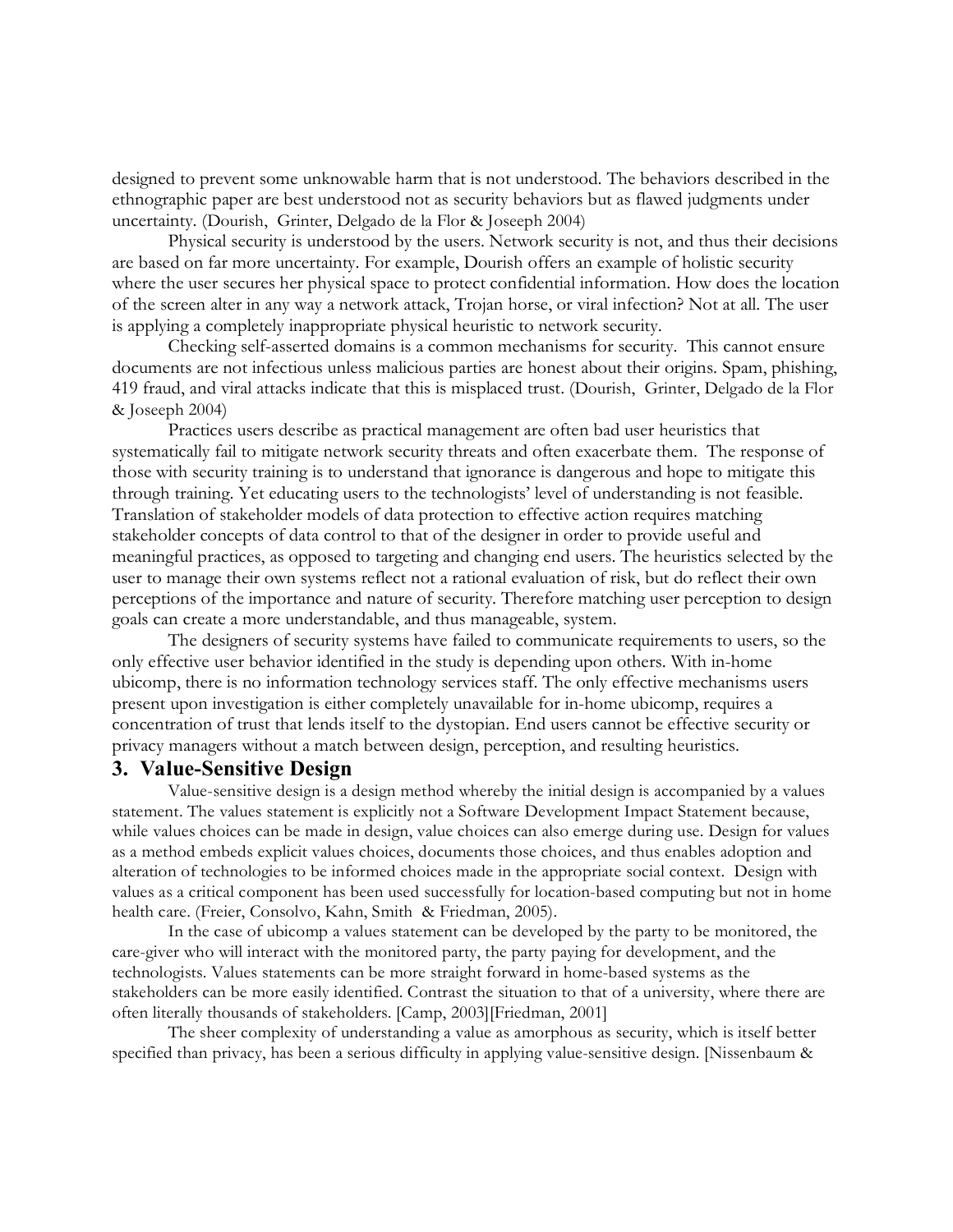designed to prevent some unknowable harm that is not understood. The behaviors described in the ethnographic paper are best understood not as security behaviors but as flawed judgments under uncertainty. (Dourish, Grinter, Delgado de la Flor & Joseeph 2004)

Physical security is understood by the users. Network security is not, and thus their decisions are based on far more uncertainty. For example, Dourish offers an example of holistic security where the user secures her physical space to protect confidential information. How does the location of the screen alter in any way a network attack, Trojan horse, or viral infection? Not at all. The user is applying a completely inappropriate physical heuristic to network security.

Checking self-asserted domains is a common mechanisms for security. This cannot ensure documents are not infectious unless malicious parties are honest about their origins. Spam, phishing, 419 fraud, and viral attacks indicate that this is misplaced trust. (Dourish, Grinter, Delgado de la Flor & Joseeph 2004)

Practices users describe as practical management are often bad user heuristics that systematically fail to mitigate network security threats and often exacerbate them. The response of those with security training is to understand that ignorance is dangerous and hope to mitigate this through training. Yet educating users to the technologists' level of understanding is not feasible. Translation of stakeholder models of data protection to effective action requires matching stakeholder concepts of data control to that of the designer in order to provide useful and meaningful practices, as opposed to targeting and changing end users. The heuristics selected by the user to manage their own systems reflect not a rational evaluation of risk, but do reflect their own perceptions of the importance and nature of security. Therefore matching user perception to design goals can create a more understandable, and thus manageable, system.

The designers of security systems have failed to communicate requirements to users, so the only effective user behavior identified in the study is depending upon others. With in-home ubicomp, there is no information technology services staff. The only effective mechanisms users present upon investigation is either completely unavailable for in-home ubicomp, requires a concentration of trust that lends itself to the dystopian. End users cannot be effective security or privacy managers without a match between design, perception, and resulting heuristics.

## 3. Value-Sensitive Design

Value-sensitive design is a design method whereby the initial design is accompanied by a values statement. The values statement is explicitly not a Software Development Impact Statement because, while values choices can be made in design, value choices can also emerge during use. Design for values as a method embeds explicit values choices, documents those choices, and thus enables adoption and alteration of technologies to be informed choices made in the appropriate social context. Design with values as a critical component has been used successfully for location-based computing but not in home health care. (Freier, Consolvo, Kahn, Smith & Friedman, 2005).

In the case of ubicomp a values statement can be developed by the party to be monitored, the care-giver who will interact with the monitored party, the party paying for development, and the technologists. Values statements can be more straight forward in home-based systems as the stakeholders can be more easily identified. Contrast the situation to that of a university, where there are often literally thousands of stakeholders. [Camp, 2003][Friedman, 2001]

The sheer complexity of understanding a value as amorphous as security, which is itself better specified than privacy, has been a serious difficulty in applying value-sensitive design. [Nissenbaum &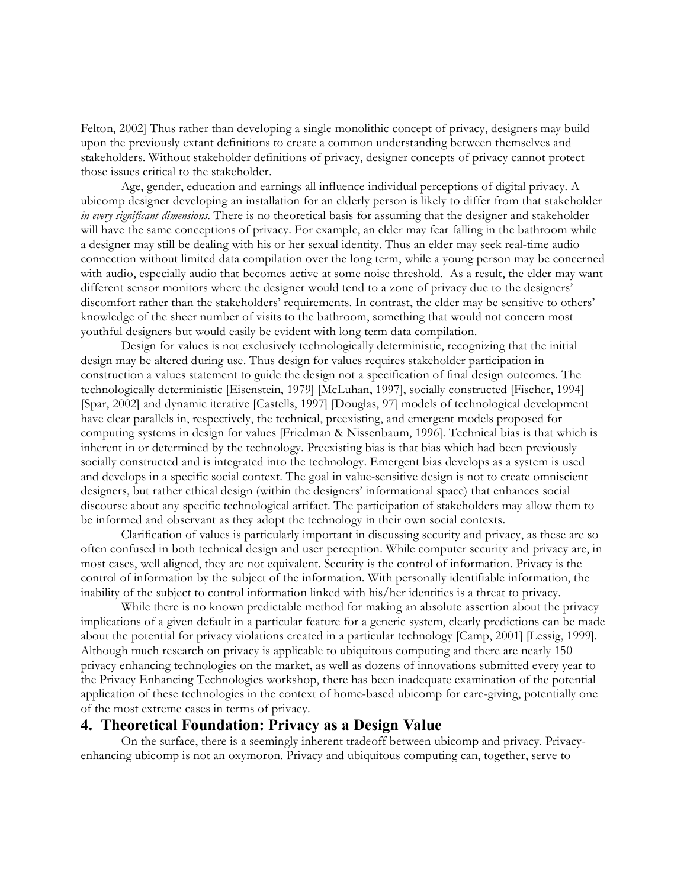Felton, 2002] Thus rather than developing a single monolithic concept of privacy, designers may build upon the previously extant definitions to create a common understanding between themselves and stakeholders. Without stakeholder definitions of privacy, designer concepts of privacy cannot protect those issues critical to the stakeholder.

Age, gender, education and earnings all influence individual perceptions of digital privacy. A ubicomp designer developing an installation for an elderly person is likely to differ from that stakeholder *in every significant dimensions*. There is no theoretical basis for assuming that the designer and stakeholder will have the same conceptions of privacy. For example, an elder may fear falling in the bathroom while a designer may still be dealing with his or her sexual identity. Thus an elder may seek real-time audio connection without limited data compilation over the long term, while a young person may be concerned with audio, especially audio that becomes active at some noise threshold. As a result, the elder may want different sensor monitors where the designer would tend to a zone of privacy due to the designers' discomfort rather than the stakeholders' requirements. In contrast, the elder may be sensitive to others' knowledge of the sheer number of visits to the bathroom, something that would not concern most youthful designers but would easily be evident with long term data compilation.

Design for values is not exclusively technologically deterministic, recognizing that the initial design may be altered during use. Thus design for values requires stakeholder participation in construction a values statement to guide the design not a specification of final design outcomes. The technologically deterministic [Eisenstein, 1979] [McLuhan, 1997], socially constructed [Fischer, 1994] [Spar, 2002] and dynamic iterative [Castells, 1997] [Douglas, 97] models of technological development have clear parallels in, respectively, the technical, preexisting, and emergent models proposed for computing systems in design for values [Friedman & Nissenbaum, 1996]. Technical bias is that which is inherent in or determined by the technology. Preexisting bias is that bias which had been previously socially constructed and is integrated into the technology. Emergent bias develops as a system is used and develops in a specific social context. The goal in value-sensitive design is not to create omniscient designers, but rather ethical design (within the designers' informational space) that enhances social discourse about any specific technological artifact. The participation of stakeholders may allow them to be informed and observant as they adopt the technology in their own social contexts.

Clarification of values is particularly important in discussing security and privacy, as these are so often confused in both technical design and user perception. While computer security and privacy are, in most cases, well aligned, they are not equivalent. Security is the control of information. Privacy is the control of information by the subject of the information. With personally identifiable information, the inability of the subject to control information linked with his/her identities is a threat to privacy.

While there is no known predictable method for making an absolute assertion about the privacy implications of a given default in a particular feature for a generic system, clearly predictions can be made about the potential for privacy violations created in a particular technology [Camp, 2001] [Lessig, 1999]. Although much research on privacy is applicable to ubiquitous computing and there are nearly 150 privacy enhancing technologies on the market, as well as dozens of innovations submitted every year to the Privacy Enhancing Technologies workshop, there has been inadequate examination of the potential application of these technologies in the context of home-based ubicomp for care-giving, potentially one of the most extreme cases in terms of privacy.

## 4. Theoretical Foundation: Privacy as a Design Value

On the surface, there is a seemingly inherent tradeoff between ubicomp and privacy. Privacy-enhancing ubicomp is not an oxymoron. Privacy and ubiquitous computing can, together, serve to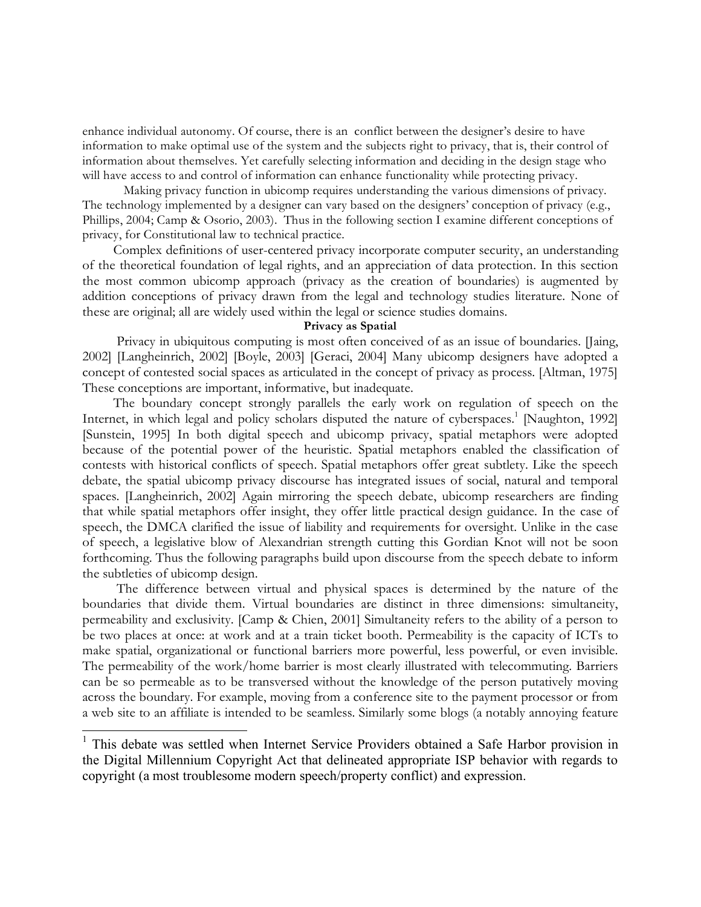enhance individual autonomy. Of course, there is an conflict between the designer's desire to have information to make optimal use of the system and the subjects right to privacy, that is, their control of information about themselves. Yet carefully selecting information and deciding in the design stage who will have access to and control of information can enhance functionality while protecting privacy.

Making privacy function in ubicomp requires understanding the various dimensions of privacy. The technology implemented by a designer can vary based on the designers' conception of privacy (e.g., Phillips, 2004; Camp & Osorio, 2003). Thus in the following section I examine different conceptions of privacy, for Constitutional law to technical practice.

Complex definitions of user-centered privacy incorporate computer security, an understanding of the theoretical foundation of legal rights, and an appreciation of data protection. In this section the most common ubicomp approach (privacy as the creation of boundaries) is augmented by addition conceptions of privacy drawn from the legal and technology studies literature. None of these are original; all are widely used within the legal or science studies domains.

**Privacy as Spatial**

Privacy in ubiquitous computing is most often conceived of as an issue of boundaries. [Jaing, 2002] [Langheinrich, 2002] [Boyle, 2003] [Geraci, 2004] Many ubicomp designers have adopted a concept of contested social spaces as articulated in the concept of privacy as process. [Altman, 1975] These conceptions are important, informative, but inadequate.

The boundary concept strongly parallels the early work on regulation of speech on the Internet, in which legal and policy scholars disputed the nature of cyberspaces.[1] [Naughton, 1992] [Sunstein, 1995] In both digital speech and ubicomp privacy, spatial metaphors were adopted because of the potential power of the heuristic. Spatial metaphors enabled the classification of contests with historical conflicts of speech. Spatial metaphors offer great subtlety. Like the speech debate, the spatial ubicomp privacy discourse has integrated issues of social, natural and temporal spaces. [Langheinrich, 2002] Again mirroring the speech debate, ubicomp researchers are finding that while spatial metaphors offer insight, they offer little practical design guidance. In the case of speech, the DMCA clarified the issue of liability and requirements for oversight. Unlike in the case of speech, a legislative blow of Alexandrian strength cutting this Gordian Knot will not be soon forthcoming. Thus the following paragraphs build upon discourse from the speech debate to inform the subtleties of ubicomp design.

The difference between virtual and physical spaces is determined by the nature of the boundaries that divide them. Virtual boundaries are distinct in three dimensions: simultaneity, permeability and exclusivity. [Camp & Chien, 2001] Simultaneity refers to the ability of a person to be two places at once: at work and at a train ticket booth. Permeability is the capacity of ICTs to make spatial, organizational or functional barriers more powerful, less powerful, or even invisible. The permeability of the work/home barrier is most clearly illustrated with telecommuting. Barriers can be so permeable as to be transversed without the knowledge of the person putatively moving across the boundary. For example, moving from a conference site to the payment processor or from a web site to an affiliate is intended to be seamless. Similarly some blogs (a notably annoying feature

[1] This debate was settled when Internet Service Providers obtained a Safe Harbor provision in the Digital Millennium Copyright Act that delineated appropriate ISP behavior with regards to copyright (a most troublesome modern speech/property conflict) and expression.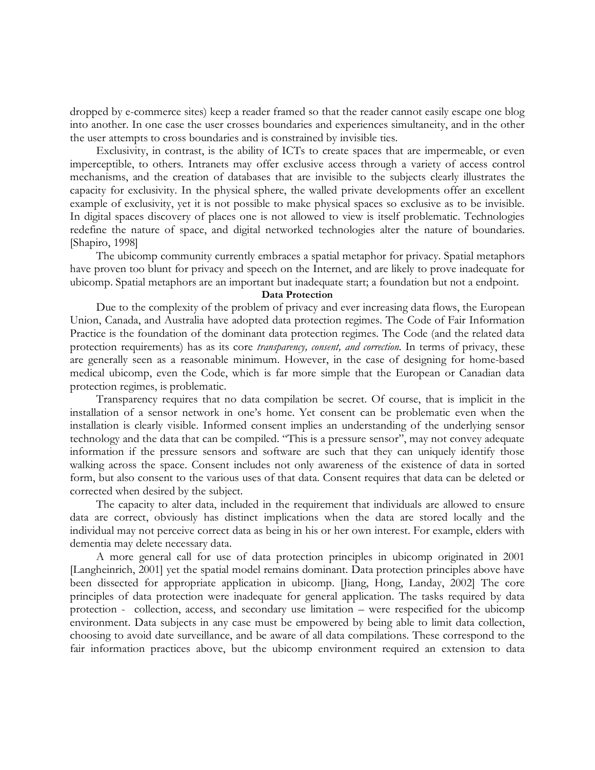dropped by e-commerce sites) keep a reader framed so that the reader cannot easily escape one blog into another. In one case the user crosses boundaries and experiences simultaneity, and in the other the user attempts to cross boundaries and is constrained by invisible ties.

Exclusivity, in contrast, is the ability of ICTs to create spaces that are impermeable, or even imperceptible, to others. Intranets may offer exclusive access through a variety of access control mechanisms, and the creation of databases that are invisible to the subjects clearly illustrates the capacity for exclusivity. In the physical sphere, the walled private developments offer an excellent example of exclusivity, yet it is not possible to make physical spaces so exclusive as to be invisible. In digital spaces discovery of places one is not allowed to view is itself problematic. Technologies redefine the nature of space, and digital networked technologies alter the nature of boundaries. [Shapiro, 1998]

The ubicomp community currently embraces a spatial metaphor for privacy. Spatial metaphors have proven too blunt for privacy and speech on the Internet, and are likely to prove inadequate for ubicomp. Spatial metaphors are an important but inadequate start; a foundation but not a endpoint.

**Data Protection**

Due to the complexity of the problem of privacy and ever increasing data flows, the European Union, Canada, and Australia have adopted data protection regimes. The Code of Fair Information Practice is the foundation of the dominant data protection regimes. The Code (and the related data protection requirements) has as its core *transparency, consent, and correction*. In terms of privacy, these are generally seen as a reasonable minimum. However, in the case of designing for home-based medical ubicomp, even the Code, which is far more simple that the European or Canadian data protection regimes, is problematic.

Transparency requires that no data compilation be secret. Of course, that is implicit in the installation of a sensor network in one's home. Yet consent can be problematic even when the installation is clearly visible. Informed consent implies an understanding of the underlying sensor technology and the data that can be compiled. "This is a pressure sensor", may not convey adequate information if the pressure sensors and software are such that they can uniquely identify those walking across the space. Consent includes not only awareness of the existence of data in sorted form, but also consent to the various uses of that data. Consent requires that data can be deleted or corrected when desired by the subject.

The capacity to alter data, included in the requirement that individuals are allowed to ensure data are correct, obviously has distinct implications when the data are stored locally and the individual may not perceive correct data as being in his or her own interest. For example, elders with dementia may delete necessary data.

A more general call for use of data protection principles in ubicomp originated in 2001 [Langheinrich, 2001] yet the spatial model remains dominant. Data protection principles above have been dissected for appropriate application in ubicomp. [Jiang, Hong, Landay, 2002] The core principles of data protection were inadequate for general application. The tasks required by data protection - collection, access, and secondary use limitation – were respecified for the ubicomp environment. Data subjects in any case must be empowered by being able to limit data collection, choosing to avoid date surveillance, and be aware of all data compilations. These correspond to the fair information practices above, but the ubicomp environment required an extension to data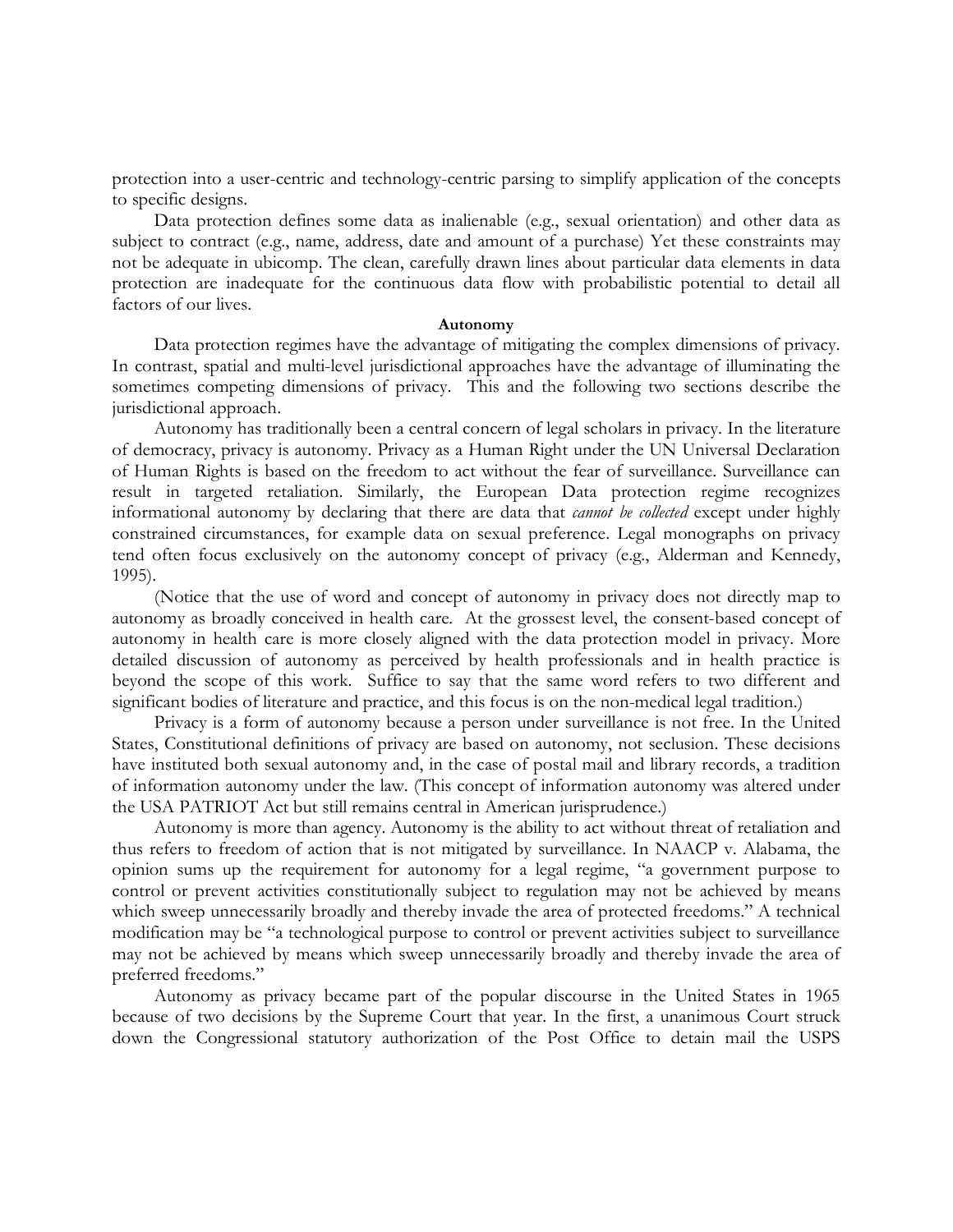protection into a user-centric and technology-centric parsing to simplify application of the concepts to specific designs.

Data protection defines some data as inalienable (e.g., sexual orientation) and other data as subject to contract (e.g., name, address, date and amount of a purchase) Yet these constraints may not be adequate in ubicomp. The clean, carefully drawn lines about particular data elements in data protection are inadequate for the continuous data flow with probabilistic potential to detail all factors of our lives.

**Autonomy**

Data protection regimes have the advantage of mitigating the complex dimensions of privacy. In contrast, spatial and multi-level jurisdictional approaches have the advantage of illuminating the sometimes competing dimensions of privacy. This and the following two sections describe the jurisdictional approach.

Autonomy has traditionally been a central concern of legal scholars in privacy. In the literature of democracy, privacy is autonomy. Privacy as a Human Right under the UN Universal Declaration of Human Rights is based on the freedom to act without the fear of surveillance. Surveillance can result in targeted retaliation. Similarly, the European Data protection regime recognizes informational autonomy by declaring that there are data that *cannot be collected* except under highly constrained circumstances, for example data on sexual preference. Legal monographs on privacy tend often focus exclusively on the autonomy concept of privacy (e.g., Alderman and Kennedy, 1995).

(Notice that the use of word and concept of autonomy in privacy does not directly map to autonomy as broadly conceived in health care. At the grossest level, the consent-based concept of autonomy in health care is more closely aligned with the data protection model in privacy. More detailed discussion of autonomy as perceived by health professionals and in health practice is beyond the scope of this work. Suffice to say that the same word refers to two different and significant bodies of literature and practice, and this focus is on the non-medical legal tradition.)

Privacy is a form of autonomy because a person under surveillance is not free. In the United States, Constitutional definitions of privacy are based on autonomy, not seclusion. These decisions have instituted both sexual autonomy and, in the case of postal mail and library records, a tradition of information autonomy under the law. (This concept of information autonomy was altered under the USA PATRIOT Act but still remains central in American jurisprudence.)

Autonomy is more than agency. Autonomy is the ability to act without threat of retaliation and thus refers to freedom of action that is not mitigated by surveillance. In NAACP v. Alabama, the opinion sums up the requirement for autonomy for a legal regime, "a government purpose to control or prevent activities constitutionally subject to regulation may not be achieved by means which sweep unnecessarily broadly and thereby invade the area of protected freedoms." A technical modification may be "a technological purpose to control or prevent activities subject to surveillance may not be achieved by means which sweep unnecessarily broadly and thereby invade the area of preferred freedoms."

Autonomy as privacy became part of the popular discourse in the United States in 1965 because of two decisions by the Supreme Court that year. In the first, a unanimous Court struck down the Congressional statutory authorization of the Post Office to detain mail the USPS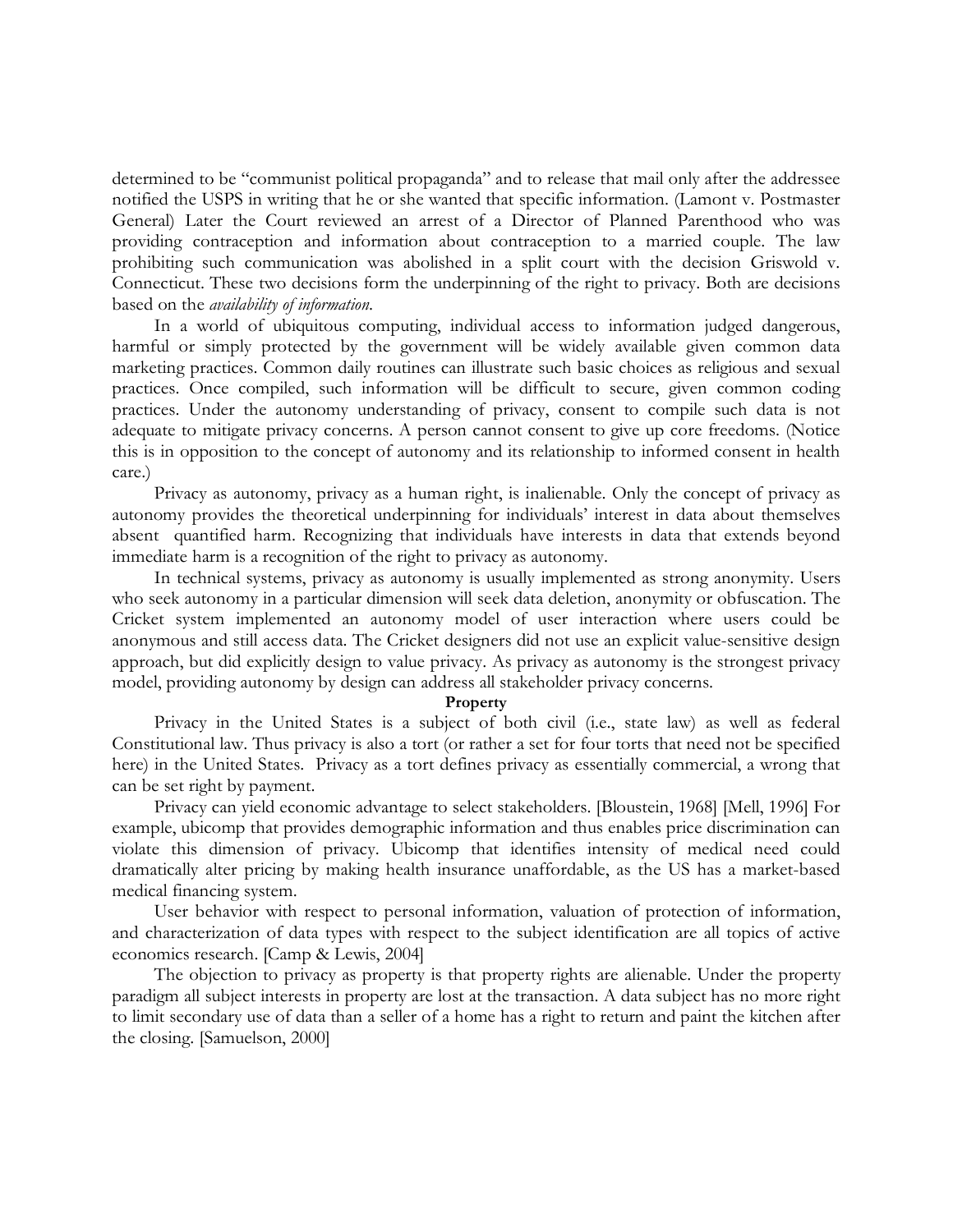determined to be "communist political propaganda" and to release that mail only after the addressee notified the USPS in writing that he or she wanted that specific information. (Lamont v. Postmaster General) Later the Court reviewed an arrest of a Director of Planned Parenthood who was providing contraception and information about contraception to a married couple. The law prohibiting such communication was abolished in a split court with the decision Griswold v. Connecticut. These two decisions form the underpinning of the right to privacy. Both are decisions based on the *availability of information.*

In a world of ubiquitous computing, individual access to information judged dangerous, harmful or simply protected by the government will be widely available given common data marketing practices. Common daily routines can illustrate such basic choices as religious and sexual practices. Once compiled, such information will be difficult to secure, given common coding practices. Under the autonomy understanding of privacy, consent to compile such data is not adequate to mitigate privacy concerns. A person cannot consent to give up core freedoms. (Notice this is in opposition to the concept of autonomy and its relationship to informed consent in health care.)

Privacy as autonomy, privacy as a human right, is inalienable. Only the concept of privacy as autonomy provides the theoretical underpinning for individuals' interest in data about themselves absent quantified harm. Recognizing that individuals have interests in data that extends beyond immediate harm is a recognition of the right to privacy as autonomy.

In technical systems, privacy as autonomy is usually implemented as strong anonymity. Users who seek autonomy in a particular dimension will seek data deletion, anonymity or obfuscation. The Cricket system implemented an autonomy model of user interaction where users could be anonymous and still access data. The Cricket designers did not use an explicit value-sensitive design approach, but did explicitly design to value privacy. As privacy as autonomy is the strongest privacy model, providing autonomy by design can address all stakeholder privacy concerns.

**Property**

Privacy in the United States is a subject of both civil (i.e., state law) as well as federal Constitutional law. Thus privacy is also a tort (or rather a set for four torts that need not be specified here) in the United States. Privacy as a tort defines privacy as essentially commercial, a wrong that can be set right by payment.

Privacy can yield economic advantage to select stakeholders. [Bloustein, 1968] [Mell, 1996] For example, ubicomp that provides demographic information and thus enables price discrimination can violate this dimension of privacy. Ubicomp that identifies intensity of medical need could dramatically alter pricing by making health insurance unaffordable, as the US has a market-based medical financing system.

User behavior with respect to personal information, valuation of protection of information, and characterization of data types with respect to the subject identification are all topics of active economics research. [Camp & Lewis, 2004]

The objection to privacy as property is that property rights are alienable. Under the property paradigm all subject interests in property are lost at the transaction. A data subject has no more right to limit secondary use of data than a seller of a home has a right to return and paint the kitchen after the closing. [Samuelson, 2000]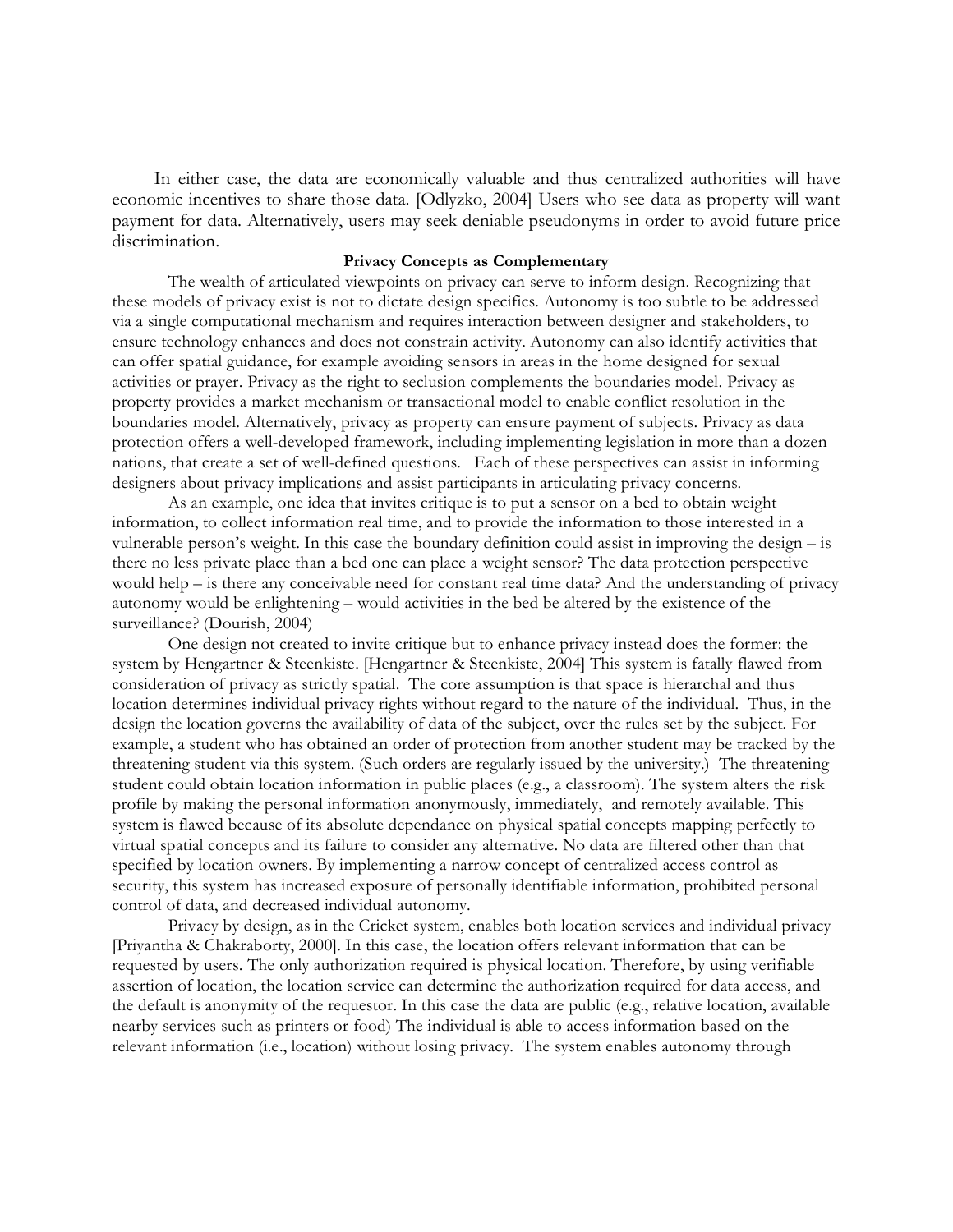In either case, the data are economically valuable and thus centralized authorities will have economic incentives to share those data. [Odlyzko, 2004] Users who see data as property will want payment for data. Alternatively, users may seek deniable pseudonyms in order to avoid future price discrimination.

**Privacy Concepts as Complementary**

The wealth of articulated viewpoints on privacy can serve to inform design. Recognizing that these models of privacy exist is not to dictate design specifics. Autonomy is too subtle to be addressed via a single computational mechanism and requires interaction between designer and stakeholders, to ensure technology enhances and does not constrain activity. Autonomy can also identify activities that can offer spatial guidance, for example avoiding sensors in areas in the home designed for sexual activities or prayer. Privacy as the right to seclusion complements the boundaries model. Privacy as property provides a market mechanism or transactional model to enable conflict resolution in the boundaries model. Alternatively, privacy as property can ensure payment of subjects. Privacy as data protection offers a well-developed framework, including implementing legislation in more than a dozen nations, that create a set of well-defined questions. Each of these perspectives can assist in informing designers about privacy implications and assist participants in articulating privacy concerns.

As an example, one idea that invites critique is to put a sensor on a bed to obtain weight information, to collect information real time, and to provide the information to those interested in a vulnerable person's weight. In this case the boundary definition could assist in improving the design – is there no less private place than a bed one can place a weight sensor? The data protection perspective would help – is there any conceivable need for constant real time data? And the understanding of privacy autonomy would be enlightening – would activities in the bed be altered by the existence of the surveillance? (Dourish, 2004)

One design not created to invite critique but to enhance privacy instead does the former: the system by Hengartner & Steenkiste. [Hengartner & Steenkiste, 2004] This system is fatally flawed from consideration of privacy as strictly spatial. The core assumption is that space is hierarchal and thus location determines individual privacy rights without regard to the nature of the individual. Thus, in the design the location governs the availability of data of the subject, over the rules set by the subject. For example, a student who has obtained an order of protection from another student may be tracked by the threatening student via this system. (Such orders are regularly issued by the university.) The threatening student could obtain location information in public places (e.g., a classroom). The system alters the risk profile by making the personal information anonymously, immediately, and remotely available. This system is flawed because of its absolute dependance on physical spatial concepts mapping perfectly to virtual spatial concepts and its failure to consider any alternative. No data are filtered other than that specified by location owners. By implementing a narrow concept of centralized access control as security, this system has increased exposure of personally identifiable information, prohibited personal control of data, and decreased individual autonomy.

Privacy by design, as in the Cricket system, enables both location services and individual privacy [Priyantha & Chakraborty, 2000]. In this case, the location offers relevant information that can be requested by users. The only authorization required is physical location. Therefore, by using verifiable assertion of location, the location service can determine the authorization required for data access, and the default is anonymity of the requestor. In this case the data are public (e.g., relative location, available nearby services such as printers or food) The individual is able to access information based on the relevant information (i.e., location) without losing privacy. The system enables autonomy through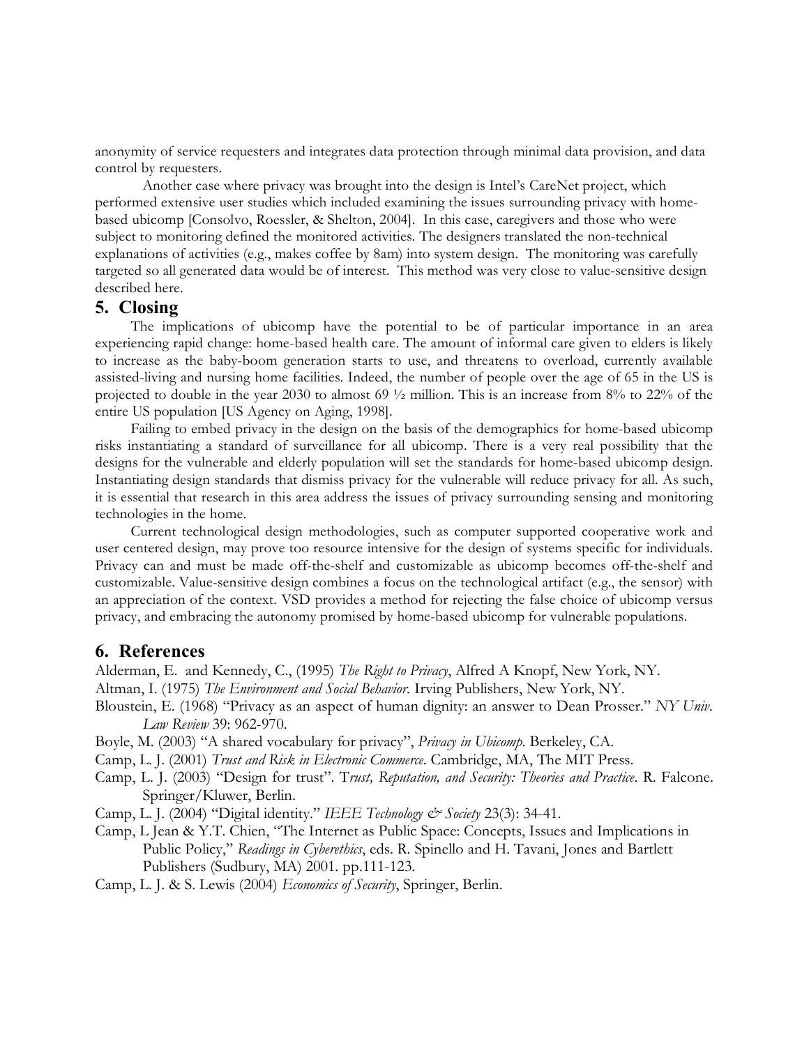anonymity of service requesters and integrates data protection through minimal data provision, and data control by requesters.

Another case where privacy was brought into the design is Intel's CareNet project, which performed extensive user studies which included examining the issues surrounding privacy with home-based ubicomp [Consolvo, Roessler, & Shelton, 2004]. In this case, caregivers and those who were subject to monitoring defined the monitored activities. The designers translated the non-technical explanations of activities (e.g., makes coffee by 8am) into system design. The monitoring was carefully targeted so all generated data would be of interest. This method was very close to value-sensitive design described here.

## 5. Closing

The implications of ubicomp have the potential to be of particular importance in an area experiencing rapid change: home-based health care. The amount of informal care given to elders is likely to increase as the baby-boom generation starts to use, and threatens to overload, currently available assisted-living and nursing home facilities. Indeed, the number of people over the age of 65 in the US is projected to double in the year 2030 to almost 69 ½ million. This is an increase from 8% to 22% of the entire US population [US Agency on Aging, 1998].

Failing to embed privacy in the design on the basis of the demographics for home-based ubicomp risks instantiating a standard of surveillance for all ubicomp. There is a very real possibility that the designs for the vulnerable and elderly population will set the standards for home-based ubicomp design. Instantiating design standards that dismiss privacy for the vulnerable will reduce privacy for all. As such, it is essential that research in this area address the issues of privacy surrounding sensing and monitoring technologies in the home.

Current technological design methodologies, such as computer supported cooperative work and user centered design, may prove too resource intensive for the design of systems specific for individuals. Privacy can and must be made off-the-shelf and customizable as ubicomp becomes off-the-shelf and customizable. Value-sensitive design combines a focus on the technological artifact (e.g., the sensor) with an appreciation of the context. VSD provides a method for rejecting the false choice of ubicomp versus privacy, and embracing the autonomy promised by home-based ubicomp for vulnerable populations.

## 6. References

Alderman, E. and Kennedy, C., (1995) *The Right to Privacy*, Alfred A Knopf, New York, NY.

Altman, I. (1975) *The Environment and Social Behavior.* Irving Publishers, New York, NY.

Bloustein, E. (1968) "Privacy as an aspect of human dignity: an answer to Dean Prosser." *NY Univ. Law Review* 39: 962-970.

Boyle, M. (2003) "A shared vocabulary for privacy", *Privacy in Ubicomp.* Berkeley, CA.

Camp, L. J. (2001) *Trust and Risk in Electronic Commerce*. Cambridge, MA, The MIT Press.

Camp, L. J. (2003) "Design for trust". T*rust, Reputation, and Security: Theories and Practice*. R. Falcone. Springer/Kluwer, Berlin.

Camp, L. J. (2004) "Digital identity." *IEEE Technology & Society* 23(3): 34-41.

Camp, L Jean & Y.T. Chien, "The Internet as Public Space: Concepts, Issues and Implications in Public Policy," *Readings in Cyberethics*, eds. R. Spinello and H. Tavani, Jones and Bartlett Publishers (Sudbury, MA) 2001. pp.111-123.

Camp, L. J. & S. Lewis (2004) *Economics of Security*, Springer, Berlin.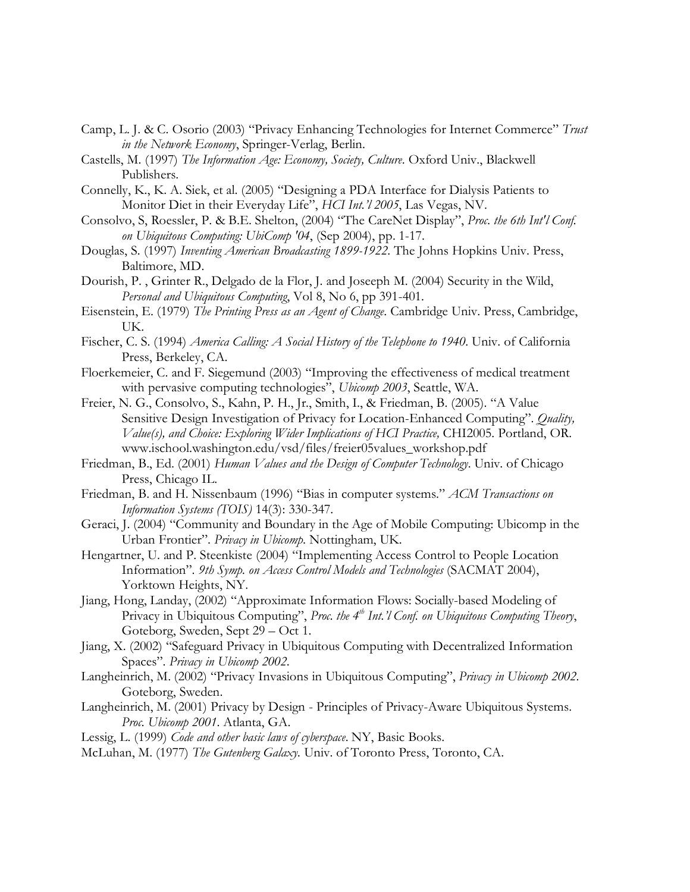Camp, L. J. & C. Osorio (2003) "Privacy Enhancing Technologies for Internet Commerce" *Trust in the Network Economy*, Springer-Verlag, Berlin.

Castells, M. (1997) *The Information Age: Economy, Society, Culture*. Oxford Univ., Blackwell Publishers.

Connelly, K., K. A. Siek, et al. (2005) "Designing a PDA Interface for Dialysis Patients to Monitor Diet in their Everyday Life", *HCI Int.'l 2005*, Las Vegas, NV.

Consolvo, S, Roessler, P. & B.E. Shelton, (2004) "The CareNet Display", *Proc. the 6th Int'l Conf. on Ubiquitous Computing: UbiComp '04*, (Sep 2004), pp. 1-17.

Douglas, S. (1997) *Inventing American Broadcasting 1899-1922*. The Johns Hopkins Univ. Press, Baltimore, MD.

Dourish, P. , Grinter R., Delgado de la Flor, J. and Joseeph M. (2004) Security in the Wild, *Personal and Ubiquitous Computing*, Vol 8, No 6, pp 391-401.

Eisenstein, E. (1979) *The Printing Press as an Agent of Change*. Cambridge Univ. Press, Cambridge, UK.

Fischer, C. S. (1994) *America Calling: A Social History of the Telephone to 1940*. Univ. of California Press, Berkeley, CA.

Floerkemeier, C. and F. Siegemund (2003) "Improving the effectiveness of medical treatment with pervasive computing technologies", *Ubicomp 2003*, Seattle, WA.

Freier, N. G., Consolvo, S., Kahn, P. H., Jr., Smith, I., & Friedman, B. (2005). "A Value Sensitive Design Investigation of Privacy for Location-Enhanced Computing". *Quality, Value(s), and Choice: Exploring Wider Implications of HCI Practice,* CHI2005. Portland, OR. www.ischool.washington.edu/vsd/files/freier05values_workshop.pdf

Friedman, B., Ed. (2001) *Human Values and the Design of Computer Technology*. Univ. of Chicago Press, Chicago IL.

Friedman, B. and H. Nissenbaum (1996) "Bias in computer systems." *ACM Transactions on Information Systems (TOIS)* 14(3): 330-347.

Geraci, J. (2004) "Community and Boundary in the Age of Mobile Computing: Ubicomp in the Urban Frontier". *Privacy in Ubicomp*. Nottingham, UK.

Hengartner, U. and P. Steenkiste (2004) "Implementing Access Control to People Location Information". *9th Symp. on Access Control Models and Technologies* (SACMAT 2004), Yorktown Heights, NY.

Jiang, Hong, Landay, (2002) "Approximate Information Flows: Socially-based Modeling of Privacy in Ubiquitous Computing", *Proc. the 4th Int.'l Conf. on Ubiquitous Computing Theory*, Goteborg, Sweden, Sept 29 – Oct 1.

Jiang, X. (2002) "Safeguard Privacy in Ubiquitous Computing with Decentralized Information Spaces". *Privacy in Ubicomp 2002*.

Langheinrich, M. (2002) "Privacy Invasions in Ubiquitous Computing", *Privacy in Ubicomp 2002*. Goteborg, Sweden.

Langheinrich, M. (2001) Privacy by Design - Principles of Privacy-Aware Ubiquitous Systems. *Proc. Ubicomp 2001*. Atlanta, GA.

Lessig, L. (1999) *Code and other basic laws of cyberspace*. NY, Basic Books.

McLuhan, M. (1977) *The Gutenberg Galaxy*. Univ. of Toronto Press, Toronto, CA.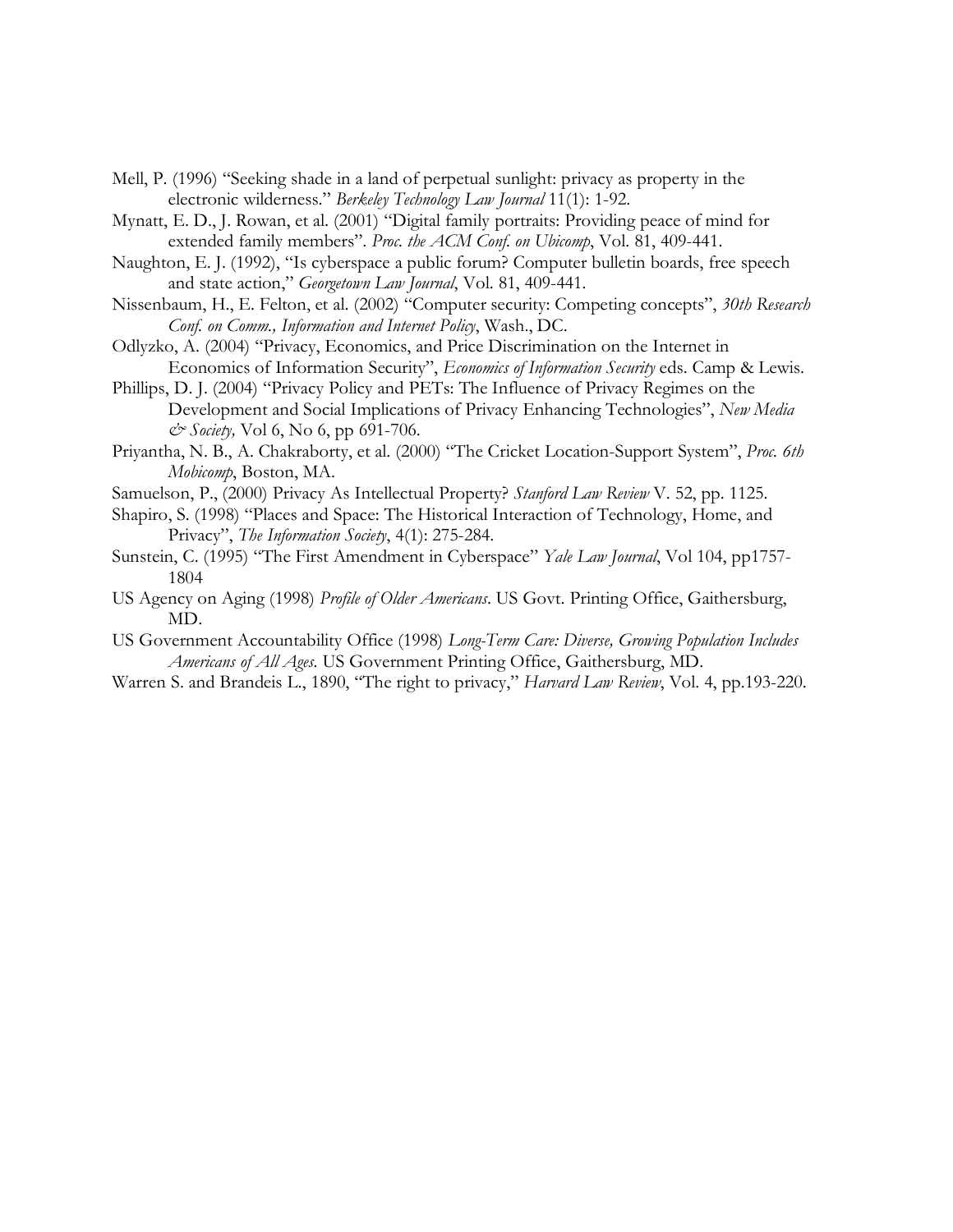Mell, P. (1996) "Seeking shade in a land of perpetual sunlight: privacy as property in the electronic wilderness." *Berkeley Technology Law Journal* 11(1): 1-92.

Mynatt, E. D., J. Rowan, et al. (2001) "Digital family portraits: Providing peace of mind for extended family members". *Proc. the ACM Conf. on Ubicomp*, Vol. 81, 409-441.

Naughton, E. J. (1992), "Is cyberspace a public forum? Computer bulletin boards, free speech and state action," *Georgetown Law Journal*, Vol. 81, 409-441.

Nissenbaum, H., E. Felton, et al. (2002) "Computer security: Competing concepts", *30th Research Conf. on Comm., Information and Internet Policy*, Wash., DC.

Odlyzko, A. (2004) "Privacy, Economics, and Price Discrimination on the Internet in Economics of Information Security", *Economics of Information Security* eds. Camp & Lewis.

Phillips, D. J. (2004) "Privacy Policy and PETs: The Influence of Privacy Regimes on the Development and Social Implications of Privacy Enhancing Technologies", *New Media & Society,* Vol 6, No 6, pp 691-706.

Priyantha, N. B., A. Chakraborty, et al. (2000) "The Cricket Location-Support System", *Proc. 6th Mobicomp*, Boston, MA.

Samuelson, P., (2000) Privacy As Intellectual Property? *Stanford Law Review* V. 52, pp. 1125.

Shapiro, S. (1998) "Places and Space: The Historical Interaction of Technology, Home, and Privacy", *The Information Society*, 4(1): 275-284.

Sunstein, C. (1995) "The First Amendment in Cyberspace" *Yale Law Journal*, Vol 104, pp1757-1804

US Agency on Aging (1998) *Profile of Older Americans*. US Govt. Printing Office, Gaithersburg, MD.

US Government Accountability Office (1998) *Long-Term Care: Diverse, Growing Population Includes Americans of All Ages.* US Government Printing Office, Gaithersburg, MD.

Warren S. and Brandeis L., 1890, "The right to privacy," *Harvard Law Review*, Vol. 4, pp.193-220.